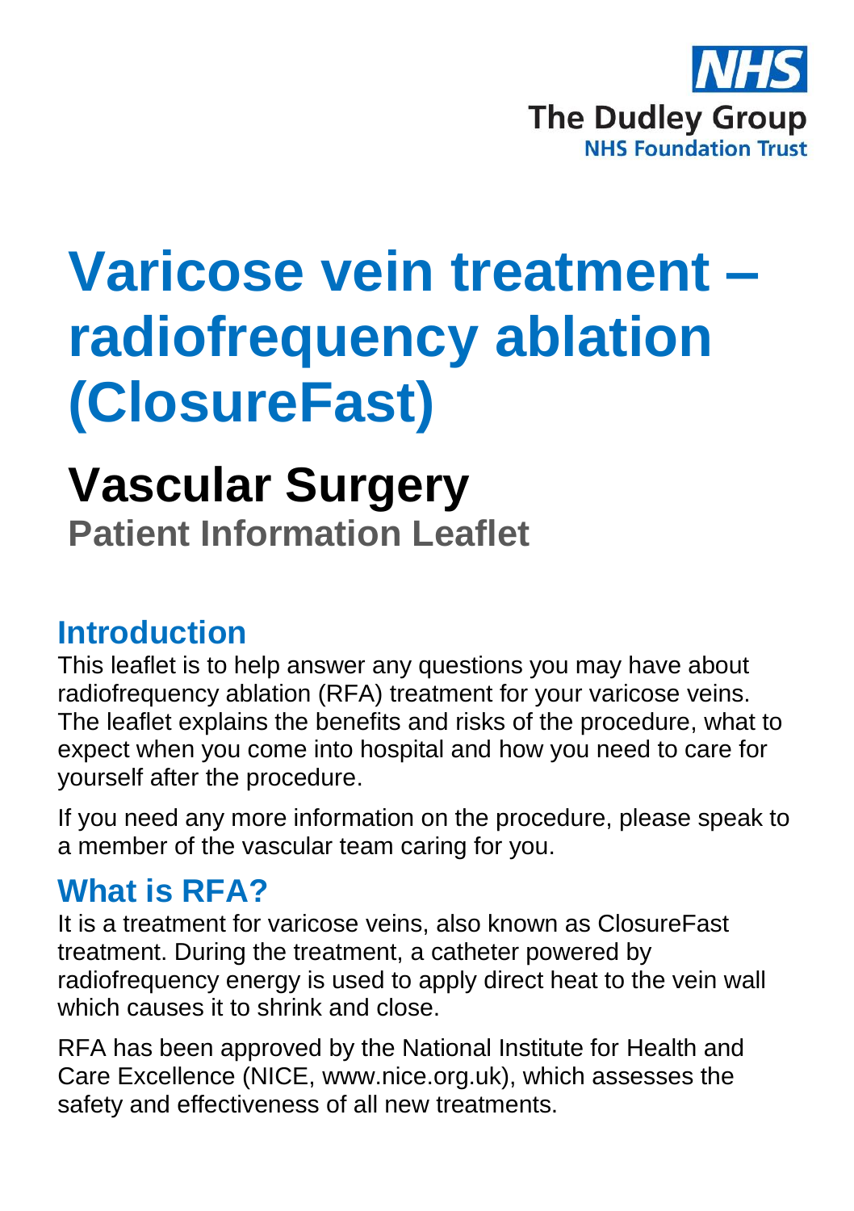NHS
The Dudley Group
NHS Foundation Trust

# Varicose vein treatment – radiofrequency ablation (ClosureFast)

## Vascular Surgery

**Patient Information Leaflet**

## Introduction

This leaflet is to help answer any questions you may have about radiofrequency ablation (RFA) treatment for your varicose veins. The leaflet explains the benefits and risks of the procedure, what to expect when you come into hospital and how you need to care for yourself after the procedure.

If you need any more information on the procedure, please speak to a member of the vascular team caring for you.

## What is RFA?

It is a treatment for varicose veins, also known as ClosureFast treatment. During the treatment, a catheter powered by radiofrequency energy is used to apply direct heat to the vein wall which causes it to shrink and close.

RFA has been approved by the National Institute for Health and Care Excellence (NICE, www.nice.org.uk), which assesses the safety and effectiveness of all new treatments.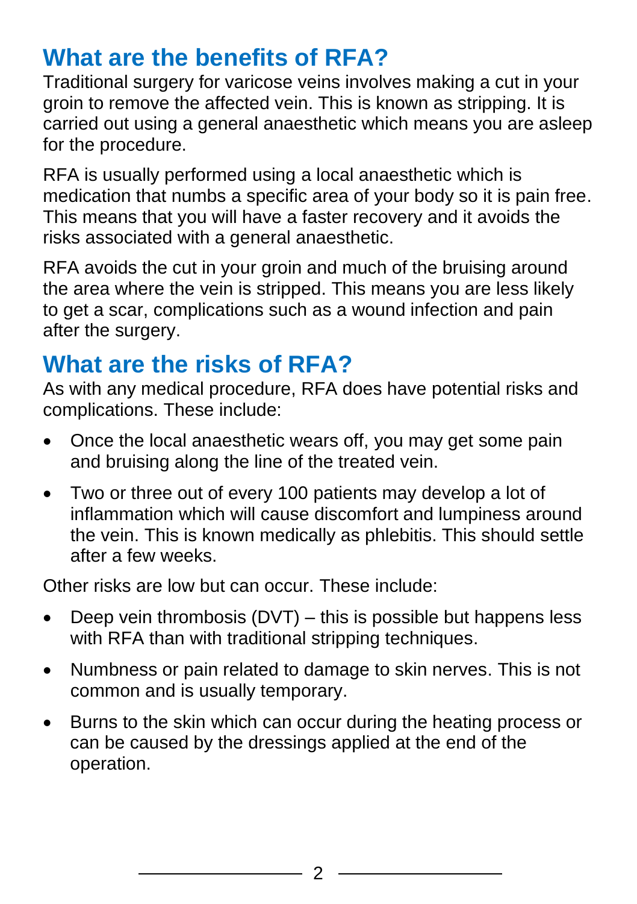## What are the benefits of RFA?

Traditional surgery for varicose veins involves making a cut in your groin to remove the affected vein. This is known as stripping. It is carried out using a general anaesthetic which means you are asleep for the procedure.

RFA is usually performed using a local anaesthetic which is medication that numbs a specific area of your body so it is pain free. This means that you will have a faster recovery and it avoids the risks associated with a general anaesthetic.

RFA avoids the cut in your groin and much of the bruising around the area where the vein is stripped. This means you are less likely to get a scar, complications such as a wound infection and pain after the surgery.

## What are the risks of RFA?

As with any medical procedure, RFA does have potential risks and complications. These include:

- Once the local anaesthetic wears off, you may get some pain and bruising along the line of the treated vein.
- Two or three out of every 100 patients may develop a lot of inflammation which will cause discomfort and lumpiness around the vein. This is known medically as phlebitis. This should settle after a few weeks.

Other risks are low but can occur. These include:

- Deep vein thrombosis (DVT) – this is possible but happens less with RFA than with traditional stripping techniques.
- Numbness or pain related to damage to skin nerves. This is not common and is usually temporary.
- Burns to the skin which can occur during the heating process or can be caused by the dressings applied at the end of the operation.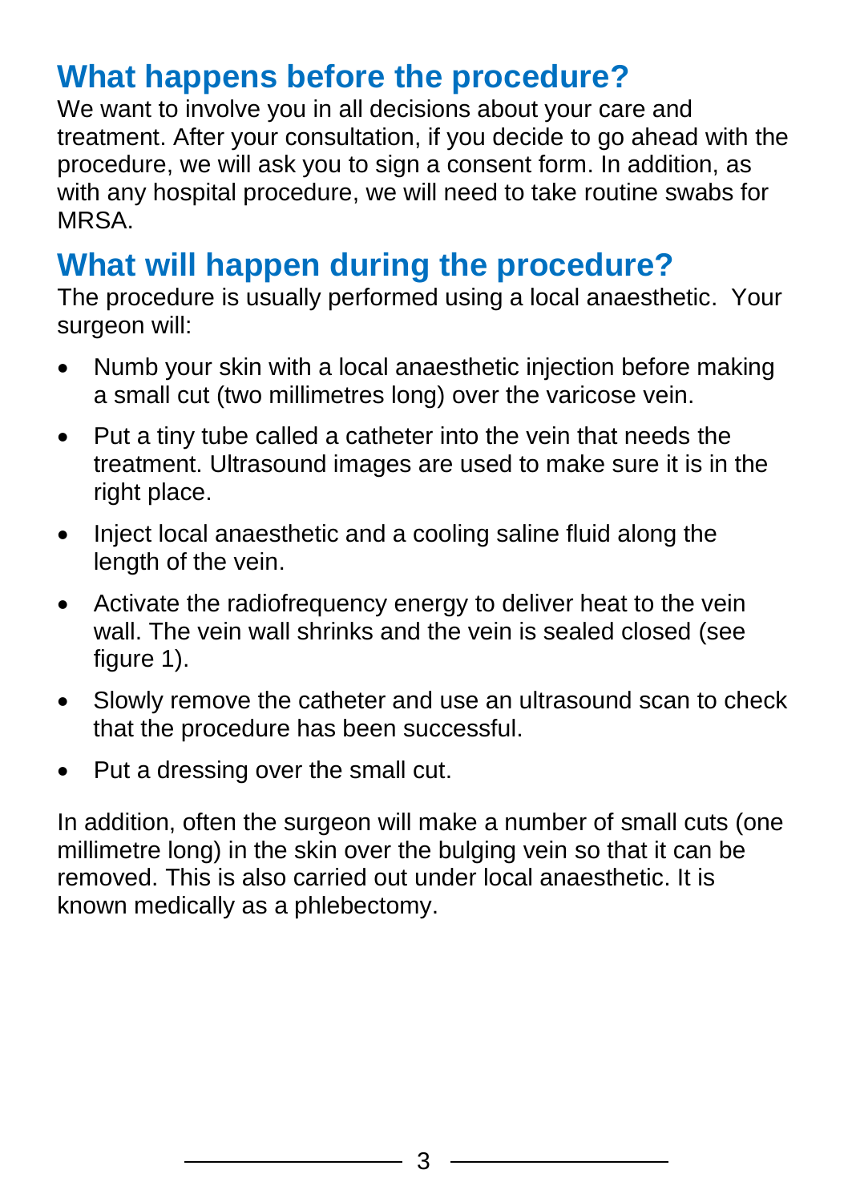## What happens before the procedure?

We want to involve you in all decisions about your care and treatment. After your consultation, if you decide to go ahead with the procedure, we will ask you to sign a consent form. In addition, as with any hospital procedure, we will need to take routine swabs for MRSA.

## What will happen during the procedure?

The procedure is usually performed using a local anaesthetic. Your surgeon will:

- Numb your skin with a local anaesthetic injection before making a small cut (two millimetres long) over the varicose vein.
- Put a tiny tube called a catheter into the vein that needs the treatment. Ultrasound images are used to make sure it is in the right place.
- Inject local anaesthetic and a cooling saline fluid along the length of the vein.
- Activate the radiofrequency energy to deliver heat to the vein wall. The vein wall shrinks and the vein is sealed closed (see figure 1).
- Slowly remove the catheter and use an ultrasound scan to check that the procedure has been successful.
- Put a dressing over the small cut.

In addition, often the surgeon will make a number of small cuts (one millimetre long) in the skin over the bulging vein so that it can be removed. This is also carried out under local anaesthetic. It is known medically as a phlebectomy.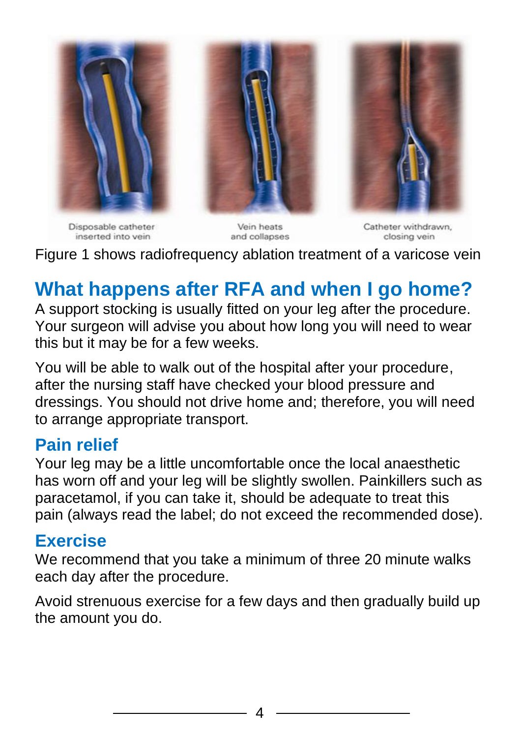Disposable catheter inserted into vein

Vein heats and collapses

Catheter withdrawn, closing vein

Figure 1 shows radiofrequency ablation treatment of a varicose vein

## What happens after RFA and when I go home?

A support stocking is usually fitted on your leg after the procedure. Your surgeon will advise you about how long you will need to wear this but it may be for a few weeks.

You will be able to walk out of the hospital after your procedure, after the nursing staff have checked your blood pressure and dressings. You should not drive home and; therefore, you will need to arrange appropriate transport.

### Pain relief

Your leg may be a little uncomfortable once the local anaesthetic has worn off and your leg will be slightly swollen. Painkillers such as paracetamol, if you can take it, should be adequate to treat this pain (always read the label; do not exceed the recommended dose).

### Exercise

We recommend that you take a minimum of three 20 minute walks each day after the procedure.

Avoid strenuous exercise for a few days and then gradually build up the amount you do.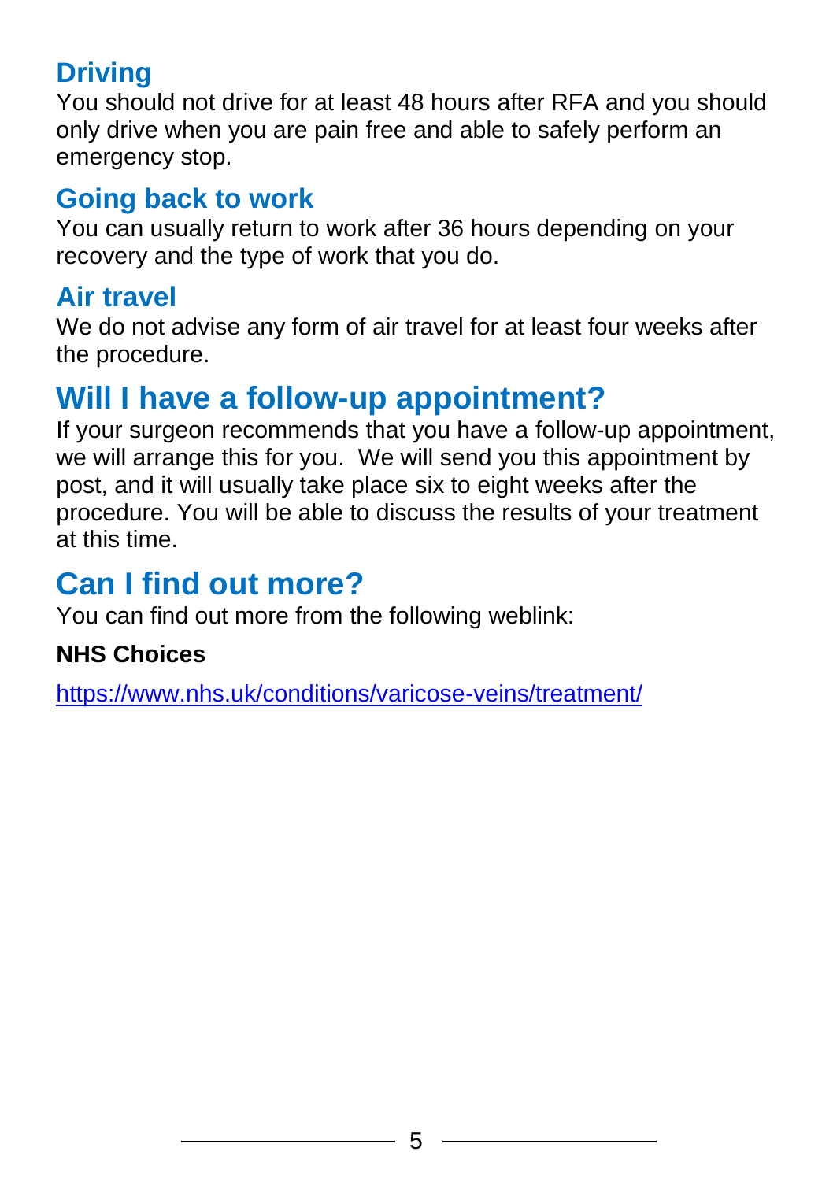### Driving

You should not drive for at least 48 hours after RFA and you should only drive when you are pain free and able to safely perform an emergency stop.

### Going back to work

You can usually return to work after 36 hours depending on your recovery and the type of work that you do.

### Air travel

We do not advise any form of air travel for at least four weeks after the procedure.

## Will I have a follow-up appointment?

If your surgeon recommends that you have a follow-up appointment, we will arrange this for you. We will send you this appointment by post, and it will usually take place six to eight weeks after the procedure. You will be able to discuss the results of your treatment at this time.

## Can I find out more?

You can find out more from the following weblink:

**NHS Choices**

https://www.nhs.uk/conditions/varicose-veins/treatment/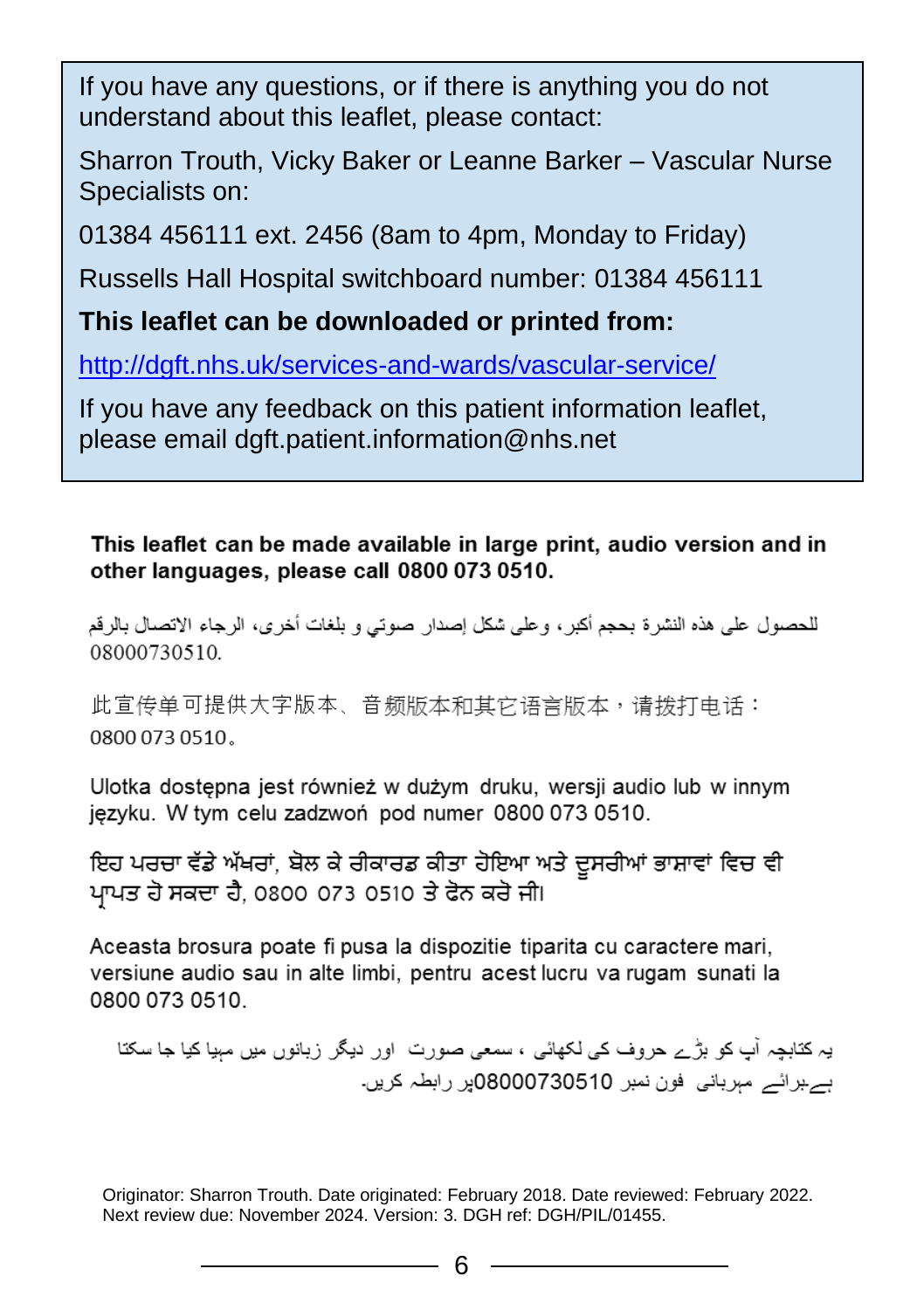If you have any questions, or if there is anything you do not understand about this leaflet, please contact:

Sharron Trouth, Vicky Baker or Leanne Barker – Vascular Nurse Specialists on:

01384 456111 ext. 2456 (8am to 4pm, Monday to Friday)

Russells Hall Hospital switchboard number: 01384 456111

**This leaflet can be downloaded or printed from:**

http://dgft.nhs.uk/services-and-wards/vascular-service/

If you have any feedback on this patient information leaflet, please email dgft.patient.information@nhs.net

**This leaflet can be made available in large print, audio version and in other languages, please call 0800 073 0510.**

للحصول على هذه النشرة بحجم أكبر، وعلى شكل إصدار صوتي و بلغات أخرى، الرجاء الاتصال بالرقم 08000730510.

此宣传单可提供大字版本、音频版本和其它语言版本，请拨打电话：0800 073 0510。

Ulotka dostępna jest również w dużym druku, wersji audio lub w innym języku. W tym celu zadzwoń pod numer 0800 073 0510.

ਇਹ ਪਰਚਾ ਵੱਡੇ ਅੱਖਰਾਂ, ਬੋਲ ਕੇ ਰੀਕਾਰਡ ਕੀਤਾ ਹੋਇਆ ਅਤੇ ਦੂਸਰੀਆਂ ਭਾਸ਼ਾਵਾਂ ਵਿਚ ਵੀ ਪ੍ਰਾਪਤ ਹੋ ਸਕਦਾ ਹੈ, 0800 073 0510 ਤੇ ਫੋਨ ਕਰੋ ਜੀ।

Aceasta brosura poate fi pusa la dispozitie tiparita cu caractere mari, versiune audio sau in alte limbi, pentru acest lucru va rugam sunati la 0800 073 0510.

یہ کتابچہ آپ کو بڑے حروف کی لکھائی ، سمعی صورت اور دیگر زبانوں میں مہیا کیا جا سکتا ہےبرائے مہربانی فون نمبر 08000730510پر رابطہ کریں۔

Originator: Sharron Trouth. Date originated: February 2018. Date reviewed: February 2022. Next review due: November 2024. Version: 3. DGH ref: DGH/PIL/01455.